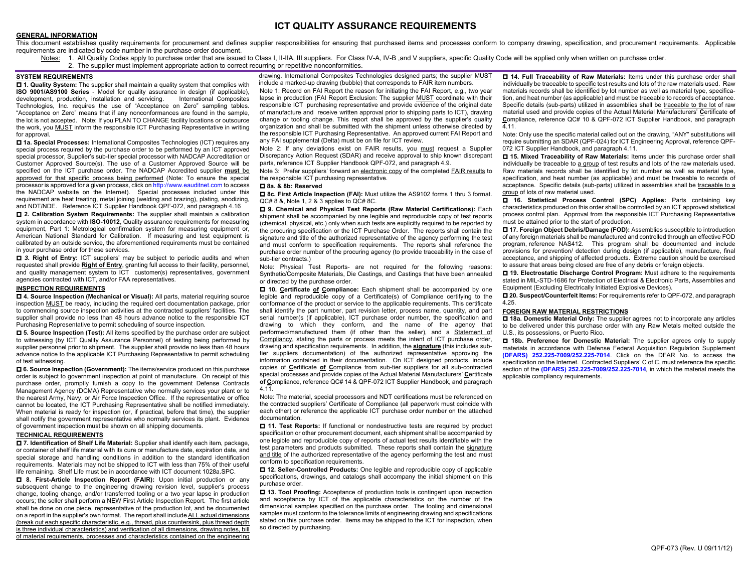# ICT QUALITY ASSURANCE REQUIREMENTS

## GENERAL INFORMATION

This document establishes quality requirements for procurement and defines supplier responsibilities for ensuring that purchased items and processes conform to company drawing, specification, and procurement requirements. Applicable requirements are indicated by code number in the purchase order document.

Notes: 1. All Quality Codes apply to purchase order that are issued to Class I, II-IIA, III suppliers. For Class IV-A, IV-B ,and V suppliers, specific Quality Code will be applied only when written on purchase order.
2. The supplier must implement appropriate action to correct recurring or repetitive nonconformities.

## SYSTEM REQUIREMENTS

☐ **1. Quality System:** The supplier shall maintain a quality system that complies with **ISO 9001/AS9100 Series** - Model for quality assurance in design (if applicable), development, production, installation and servicing. International Composites Technologies, Inc. requires the use of "Acceptance on Zero" sampling tables. "Acceptance on Zero" means that if any nonconformances are found in the sample, the lot is not accepted. Note: If you PLAN TO CHANGE facility locations or outsource the work, you MUST inform the responsible ICT Purchasing Representative in writing for approval.

☐ **1a. Special Processes:** International Composites Technologies (ICT) requires any special process required by the purchase order to be performed by an ICT approved special processor, Supplier's sub-tier special processor with NADCAP Accreditation or Customer Approved Source(s). The use of a Customer Approved Source will be specified on the ICT purchase order. The NADCAP Accredited supplier **must** be approved for that specific process being performed (Note: To ensure the special processor is approved for a given process, click on http://www.eauditnet.com to access the NADCAP website on the Internet). Special processes included under this requirement are heat treating, metal joining (welding and brazing), plating, anodizing, and NDT/NDE. Reference ICT Supplier Handbook QPF-072, and paragraph 4.16

☐ **2. Calibration System Requirements:** The supplier shall maintain a calibration system in accordance with **ISO-10012**, Quality assurance requirements for measuring equipment, Part 1: Metrological confirmation system for measuring equipment or, American National Standard for Calibration. If measuring and test equipment is calibrated by an outside service, the aforementioned requirements must be contained in your purchase order for these services.

☐ ***3.* Right of Entry:** ICT suppliers' may be subject to periodic audits and when requested shall provide **Right of Entry**, granting full access to their facility, personnel, and quality management system to ICT customer(s) representatives, government agencies contracted with ICT, and/or FAA representatives.

## INSPECTION REQUIREMENTS

☐ **4. Source Inspection (Mechanical or Visual):** All parts, material requiring source inspection MUST be ready, including the required cert documentation package, prior to commencing source inspection activities at the contracted suppliers' facilities. The supplier shall provide no less than 48 hours advance notice to the responsible ICT Purchasing Representative to permit scheduling of source inspection.

☐ **5. Source Inspection (Test):** All items specified by the purchase order are subject to witnessing (by ICT Quality Assurance Personnel) of testing being performed by supplier personnel prior to shipment. The supplier shall provide no less than 48 hours advance notice to the applicable ICT Purchasing Representative to permit scheduling of test witnessing.

☐ **6. Source Inspection (Government):** The items/service produced on this purchase order is subject to government inspection at point of manufacture. On receipt of this purchase order, promptly furnish a copy to the government Defense Contracts Management Agency (DCMA) Representative who normally services your plant or to the nearest Army, Navy, or Air Force Inspection Office. If the representative or office cannot be located, the ICT Purchasing Representative shall be notified immediately. When material is ready for inspection (or, if practical, before that time), the supplier shall notify the government representative who normally services its plant. Evidence of government inspection must be shown on all shipping documents.

## TECHNICAL REQUIREMENTS

☐ **7. Identification of Shelf Life Material:** Supplier shall identify each item, package, or container of shelf life material with its cure or manufacture date, expiration date, and special storage and handling conditions in addition to the standard identification requirements. Materials may not be shipped to ICT with less than 75% of their useful life remaining. Shelf Life must be in accordance with ICT document 1028a.SPC.

☐ **8. First-Article Inspection Report (FAIR):** Upon initial production or any subsequent change to the engineering drawing revision level, supplier's process change, tooling change, and/or transferred tooling or a two year lapse in production occurs; the seller shall perform a NEW First Article Inspection Report. The first article shall be done on one piece, representative of the production lot, and be documented on a report in the supplier's own format. The report shall include ALL actual dimensions (break out each specific characteristic, e.g., thread, plus countersink, plus thread depth is three individual characteristics) and verification of all dimensions, drawing notes, bill of material requirements, processes and characteristics contained on the engineering drawing. International Composites Technologies designed parts; the supplier MUST include a marked-up drawing (bubble) that corresponds to FAIR item numbers.

Note 1: Record on FAI Report the reason for initiating the FAI Report, e.g., two year lapse in production (FAI Report Exclusion: The supplier MUST coordinate with their responsible ICT purchasing representative and provide evidence of the original date of manufacture and receive written approval prior to shipping parts to ICT), drawing change or tooling change. This report shall be approved by the supplier's quality organization and shall be submitted with the shipment unless otherwise directed by the responsible ICT Purchasing Representative. An approved current FAI Report and any FAI supplemental (Delta) must be on file for ICT review.

Note 2: If any deviations exist on FAIR results, you must request a Supplier Discrepancy Action Request (SDAR) and receive approval to ship known discrepant parts, reference ICT Supplier Handbook QPF-072, and paragraph 4.9.

Note 3: Prefer suppliers' forward an electronic copy of the completed FAIR results to the responsible ICT purchasing representative.

☐ **8a. & 8b: Reserved**

☐ **8c. First Article Inspection (FAI):** Must utilize the AS9102 forms 1 thru 3 format. QC# 8 &, Note 1, 2 & 3 applies to QC# 8C.

☐ **9. Chemical and Physical Test Reports (Raw Material Certifications):** Each shipment shall be accompanied by one legible and reproducible copy of test reports (chemical, physical, etc.) only when such tests are explicitly required to be reported by the procuring specification or the ICT Purchase Order. The reports shall contain the signature and title of the authorized representative of the agency performing the test and must conform to specification requirements. The reports shall reference the purchase order number of the procuring agency (to provide traceability in the case of sub-tier contracts.)

Note: Physical Test Reports- are not required for the following reasons: Synthetic/Composite Materials, Die Castings, and Castings that have been annealed or directed by the purchase order.

☐ **10. Certificate of Compliance:** Each shipment shall be accompanied by one legible and reproducible copy of a Certificate(s) of Compliance certifying to the conformance of the product or service to the applicable requirements. This certificate shall identify the part number, part revision letter, process name, quantity, and part serial number(s (if applicable), ICT purchase order number, the specification and drawing to which they conform, and the name of the agency that performed/manufactured them (if other than the seller), and a Statement of Compliancy, stating the parts or process meets the intent of ICT purchase order, drawing and specification requirements. In addition, the **signature** (this includes sub-tier suppliers documentation) of the authorized representative approving the information contained in their documentation. On ICT designed products, include copies of **C**ertificate **of C**ompliance from sub-tier suppliers for all sub-contracted special processes and provide copies of the Actual Material Manufacturers' **C**ertificate **of C**ompliance, reference QC# 14 & QPF-072 ICT Supplier Handbook, and paragraph 4.11.

Note: The material, special processors and NDT certifications must be referenced on the contracted suppliers' Certificate of Compliance (all paperwork must coincide with each other) or reference the applicable ICT purchase order number on the attached documentation.

☐ **11. Test Reports:** If functional or nondestructive tests are required by product specification or other procurement document, each shipment shall be accompanied by one legible and reproducible copy of reports of actual test results identifiable with the test parameters and products submitted. These reports shall contain the signature and title of the authorized representative of the agency performing the test and must conform to specification requirements.

☐ **12. Seller-Controlled Products:** One legible and reproducible copy of applicable specifications, drawings, and catalogs shall accompany the initial shipment on this purchase order.

☐ **13. Tool Proofing:** Acceptance of production tools is contingent upon inspection and acceptance by ICT of the applicable characteristics on the number of the dimensional samples specified on the purchase order. The tooling and dimensional samples must conform to the tolerance limits of engineering drawing and specifications stated on this purchase order. Items may be shipped to the ICT for inspection, when so directed by purchasing.

☐ **14. Full Traceability of Raw Materials:** Items under this purchase order shall individually be traceable to specific test results and lots of the raw materials used. Raw materials records shall be identified by lot number as well as material type, specification, and heat number (as applicable) and must be traceable to records of acceptance. Specific details (sub-parts) utilized in assemblies shall be traceable to the lot of raw material used and provide copies of the Actual Material Manufacturers' **C**ertificate **of C**ompliance, reference QC# 10 & QPF-072 ICT Supplier Handbook, and paragraph 4.11.

Note: Only use the specific material called out on the drawing, "ANY" substitutions will require submitting an SDAR (QPF-024) for ICT Engineering Approval, reference QPF-072 ICT Supplier Handbook, and paragraph 4.11.

☐ **15. Mixed Traceability of Raw Materials:** Items under this purchase order shall individually be traceable to a group of test results and lots of the raw materials used. Raw materials records shall be identified by lot number as well as material type, specification, and heat number (as applicable) and must be traceable to records of acceptance. Specific details (sub-parts) utilized in assemblies shall be traceable to a group of lots of raw material used.

☐ **16. Statistical Process Control (SPC) Applies:** Parts containing key characteristics produced on this order shall be controlled by an ICT approved statistical process control plan. Approval from the responsible ICT Purchasing Representative must be attained prior to the start of production.

☐ **17. Foreign Object Debris/Damage (FOD):** Assemblies susceptible to introduction of any foreign materials shall be manufactured and controlled through an effective FOD program, reference NAS412. This program shall be documented and include provisions for prevention/ detection during design (if applicable), manufacture, final acceptance, and shipping of affected products. Extreme caution should be exercised to assure that areas being closed are free of any debris or foreign objects.

☐ **19. Electrostatic Discharge Control Program:** Must adhere to the requirements stated in MIL-STD-1686 for Protection of Electrical & Electronic Parts, Assemblies and Equipment (Excluding Electrically Initiated Explosive Devices).

☐ **20. Suspect/Counterfeit Items:** For requirements refer to QPF-072, and paragraph 4.25.

## FOREIGN RAW MATERIAL RESTRICTIONS

☐ **18a. Domestic Material Only:** The supplier agrees not to incorporate any articles to be delivered under this purchase order with any Raw Metals melted outside the U.S., its possessions, or Puerto Rico.

☐ **18b. Preference for Domestic Material:** The supplier agrees only to supply materials in accordance with Defense Federal Acquisition Regulation Supplement **(DFARS) 252.225-7009/252.225-7014**. Click on the DFAR No. to access the specification on the Internet. Contracted Suppliers' C of C, must reference the specific section of the **(DFARS) 252.225-7009/252.225-7014**, in which the material meets the applicable compliancy requirements.

QPF-073 (Rev. U 09/11/12)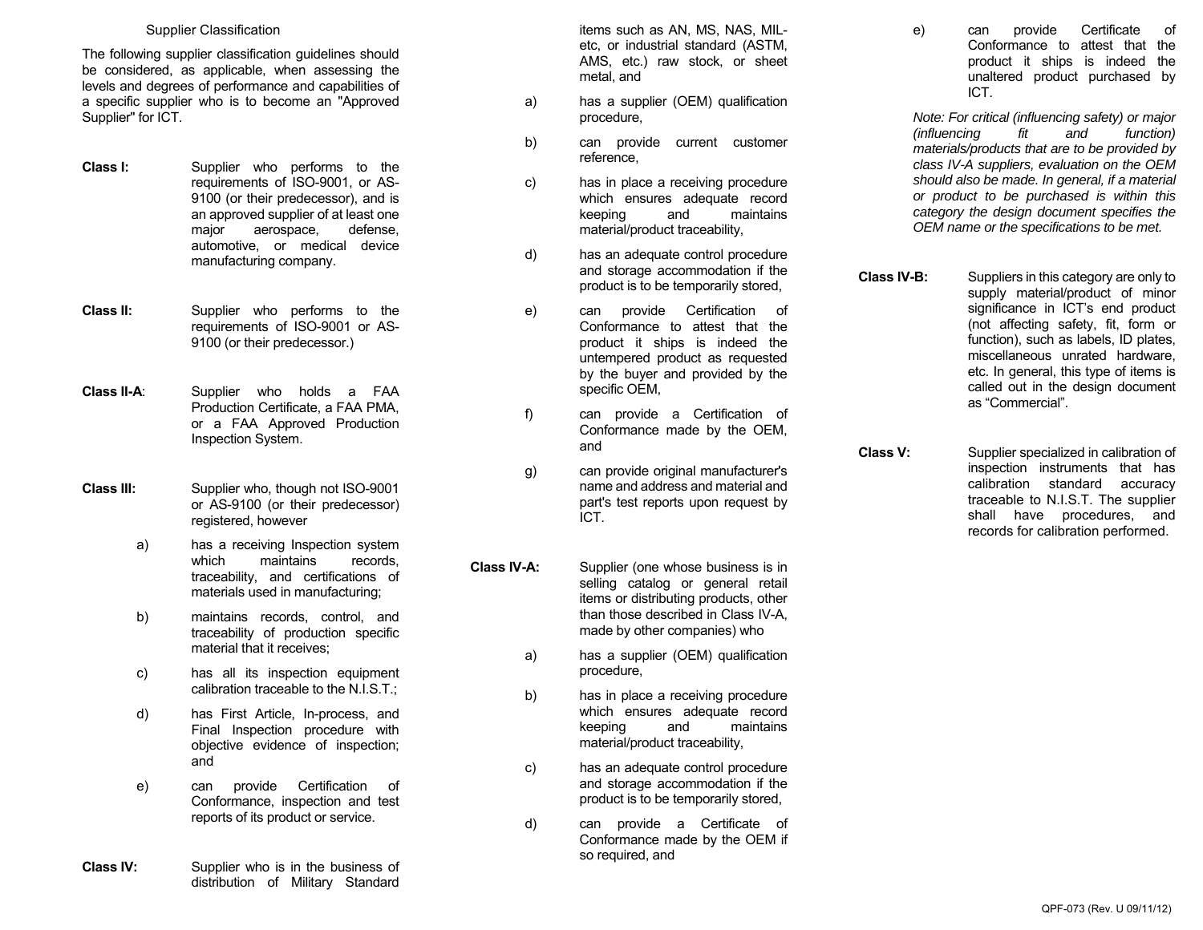## Supplier Classification

The following supplier classification guidelines should be considered, as applicable, when assessing the levels and degrees of performance and capabilities of a specific supplier who is to become an "Approved Supplier" for ICT.

**Class I:** Supplier who performs to the requirements of ISO-9001, or AS-9100 (or their predecessor), and is an approved supplier of at least one major aerospace, defense, automotive, or medical device manufacturing company.

**Class II:** Supplier who performs to the requirements of ISO-9001 or AS-9100 (or their predecessor.)

**Class II-A**: Supplier who holds a FAA Production Certificate, a FAA PMA, or a FAA Approved Production Inspection System.

**Class III:** Supplier who, though not ISO-9001 or AS-9100 (or their predecessor) registered, however

a) has a receiving Inspection system which maintains records, traceability, and certifications of materials used in manufacturing;

b) maintains records, control, and traceability of production specific material that it receives;

c) has all its inspection equipment calibration traceable to the N.I.S.T.;

d) has First Article, In-process, and Final Inspection procedure with objective evidence of inspection; and

e) can provide Certification of Conformance, inspection and test reports of its product or service.

**Class IV:** Supplier who is in the business of distribution of Military Standard items such as AN, MS, NAS, MIL- etc, or industrial standard (ASTM, AMS, etc.) raw stock, or sheet metal, and

a) has a supplier (OEM) qualification procedure,

b) can provide current customer reference,

c) has in place a receiving procedure which ensures adequate record keeping and maintains material/product traceability,

d) has an adequate control procedure and storage accommodation if the product is to be temporarily stored,

e) can provide Certification of Conformance to attest that the product it ships is indeed the untempered product as requested by the buyer and provided by the specific OEM,

f) can provide a Certification of Conformance made by the OEM, and

g) can provide original manufacturer's name and address and material and part's test reports upon request by ICT.

**Class IV-A:** Supplier (one whose business is in selling catalog or general retail items or distributing products, other than those described in Class IV-A, made by other companies) who

a) has a supplier (OEM) qualification procedure,

b) has in place a receiving procedure which ensures adequate record keeping and maintains material/product traceability,

c) has an adequate control procedure and storage accommodation if the product is to be temporarily stored,

d) can provide a Certificate of Conformance made by the OEM if so required, and

e) can provide Certificate of Conformance to attest that the product it ships is indeed the unaltered product purchased by ICT.

*Note: For critical (influencing safety) or major (influencing fit and function) materials/products that are to be provided by class IV-A suppliers, evaluation on the OEM should also be made. In general, if a material or product to be purchased is within this category the design document specifies the OEM name or the specifications to be met.*

**Class IV-B:** Suppliers in this category are only to supply material/product of minor significance in ICT's end product (not affecting safety, fit, form or function), such as labels, ID plates, miscellaneous unrated hardware, etc. In general, this type of items is called out in the design document as "Commercial".

**Class V:** Supplier specialized in calibration of inspection instruments that has calibration standard accuracy traceable to N.I.S.T. The supplier shall have procedures, and records for calibration performed.

QPF-073 (Rev. U 09/11/12)